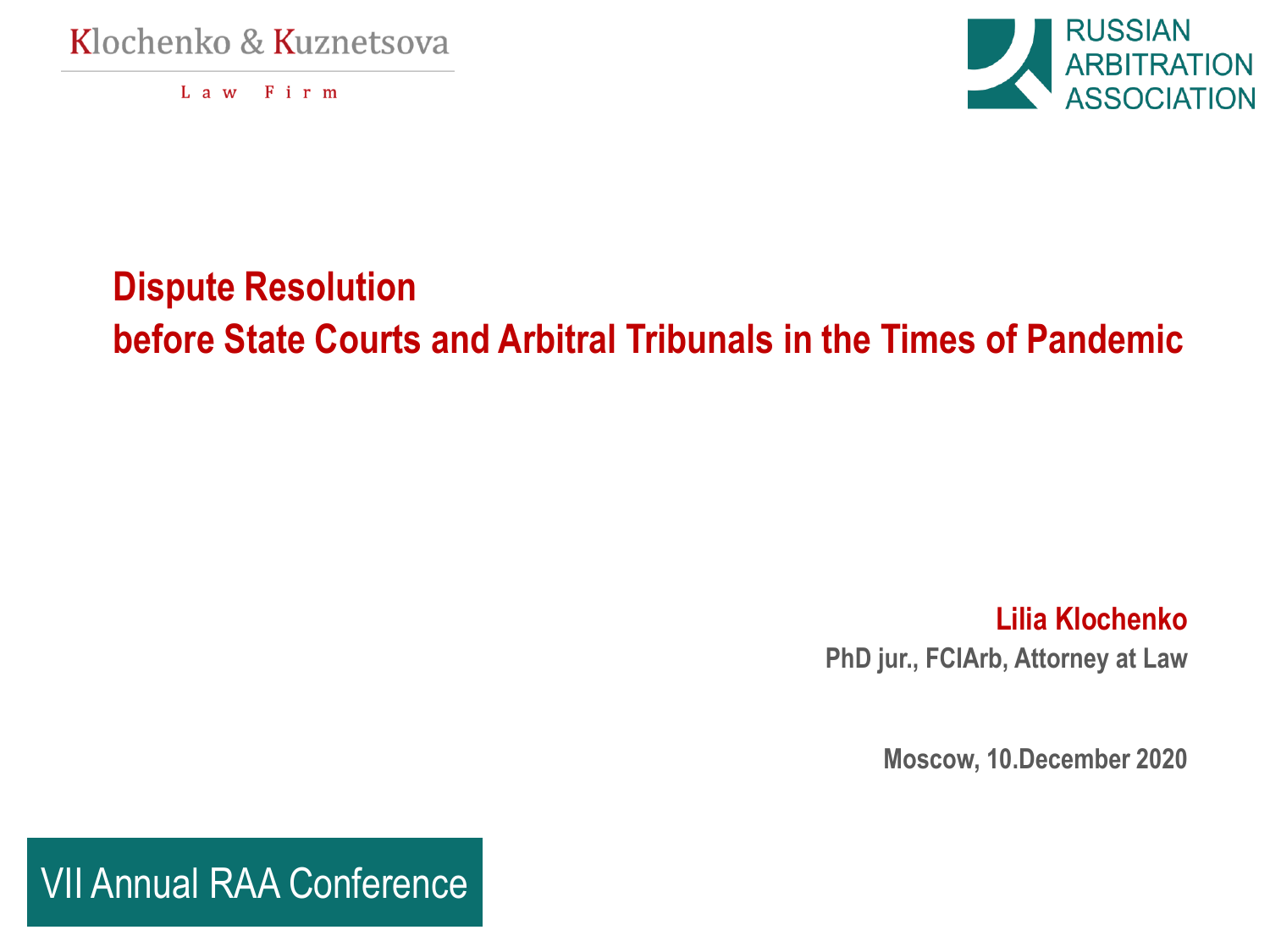Klochenko & Kuznetsova

Law Firm

RUSSIAN ARBITRATION ASSOCIATION

# Dispute Resolution before State Courts and Arbitral Tribunals in the Times of Pandemic

**Lilia Klochenko**

**PhD jur., FCIArb, Attorney at Law**

**Moscow, 10.December 2020**

VII Annual RAA Conference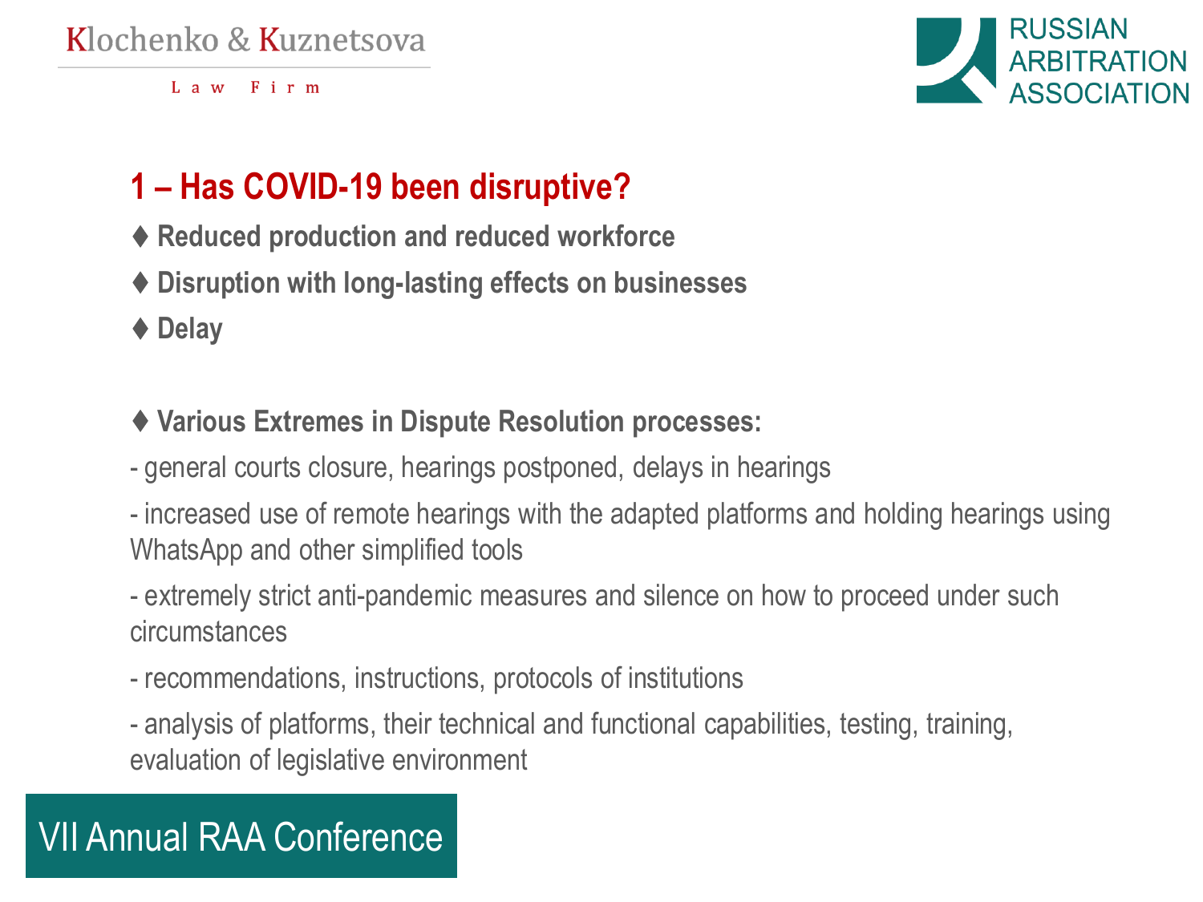## 1 – Has COVID-19 been disruptive?

- ♦ **Reduced production and reduced workforce**
- ♦ **Disruption with long-lasting effects on businesses**
- ♦ **Delay**

♦ **Various Extremes in Dispute Resolution processes:**

- general courts closure, hearings postponed, delays in hearings
- increased use of remote hearings with the adapted platforms and holding hearings using WhatsApp and other simplified tools
- extremely strict anti-pandemic measures and silence on how to proceed under such circumstances
- recommendations, instructions, protocols of institutions
- analysis of platforms, their technical and functional capabilities, testing, training, evaluation of legislative environment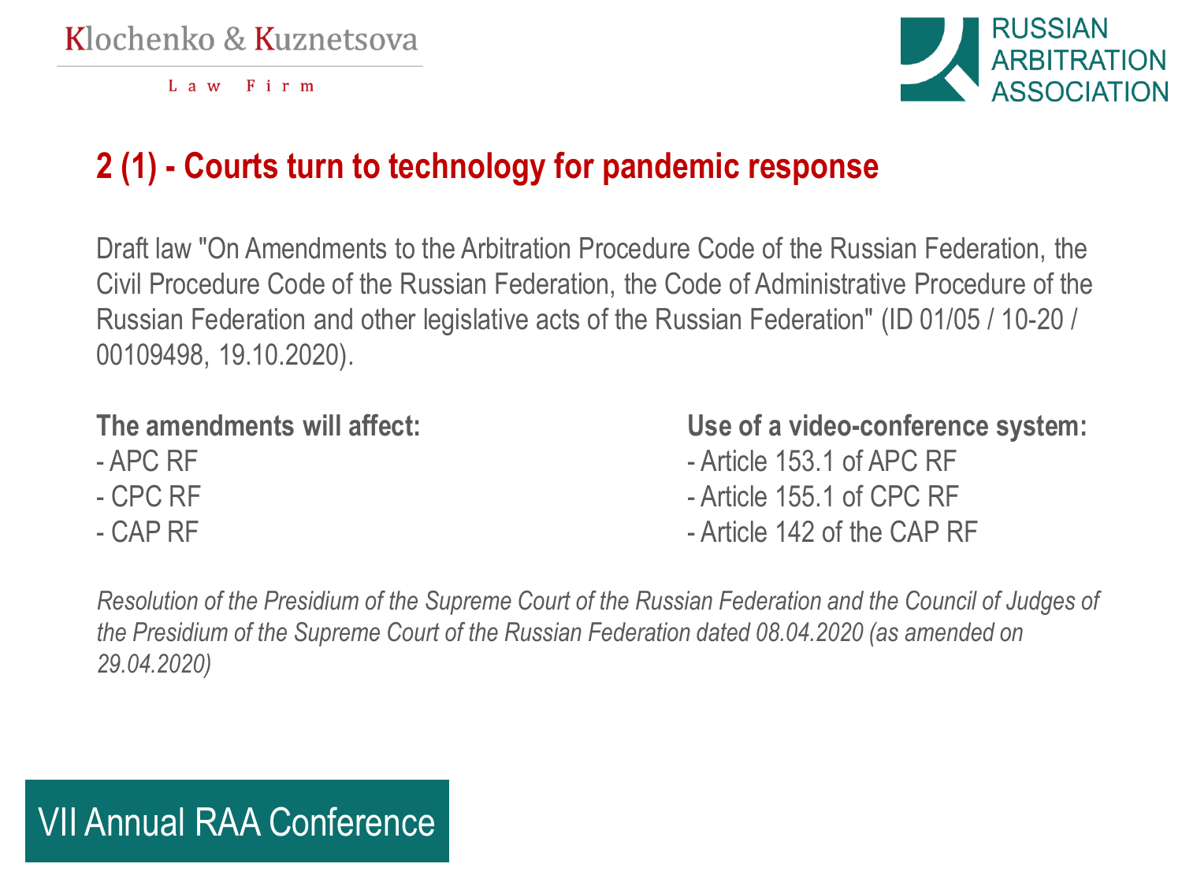## 2 (1) - Courts turn to technology for pandemic response

Draft law "On Amendments to the Arbitration Procedure Code of the Russian Federation, the Civil Procedure Code of the Russian Federation, the Code of Administrative Procedure of the Russian Federation and other legislative acts of the Russian Federation" (ID 01/05 / 10-20 / 00109498, 19.10.2020).

**The amendments will affect:**

- APC RF
- CPC RF
- CAP RF

**Use of a video-conference system:**

- Article 153.1 of APC RF
- Article 155.1 of CPC RF
- Article 142 of the CAP RF

*Resolution of the Presidium of the Supreme Court of the Russian Federation and the Council of Judges of the Presidium of the Supreme Court of the Russian Federation dated 08.04.2020 (as amended on 29.04.2020)*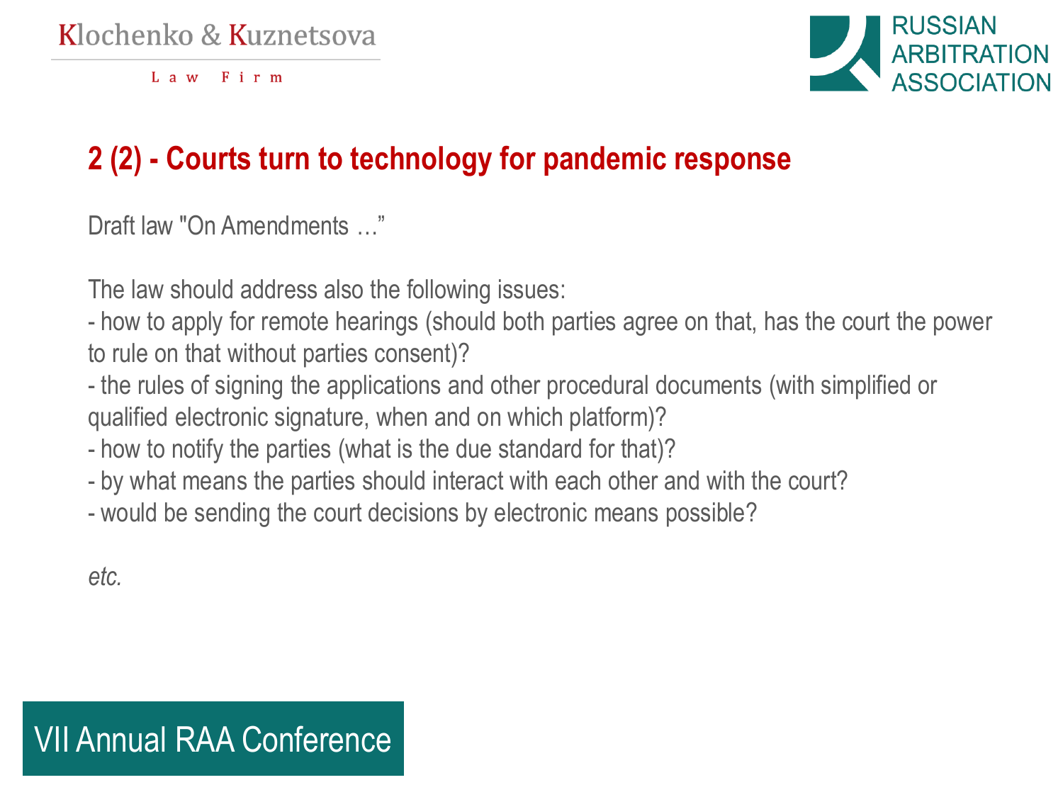## 2 (2) - Courts turn to technology for pandemic response

Draft law "On Amendments …"

The law should address also the following issues:

- how to apply for remote hearings (should both parties agree on that, has the court the power to rule on that without parties consent)?
- the rules of signing the applications and other procedural documents (with simplified or qualified electronic signature, when and on which platform)?
- how to notify the parties (what is the due standard for that)?
- by what means the parties should interact with each other and with the court?
- would be sending the court decisions by electronic means possible?

*etc.*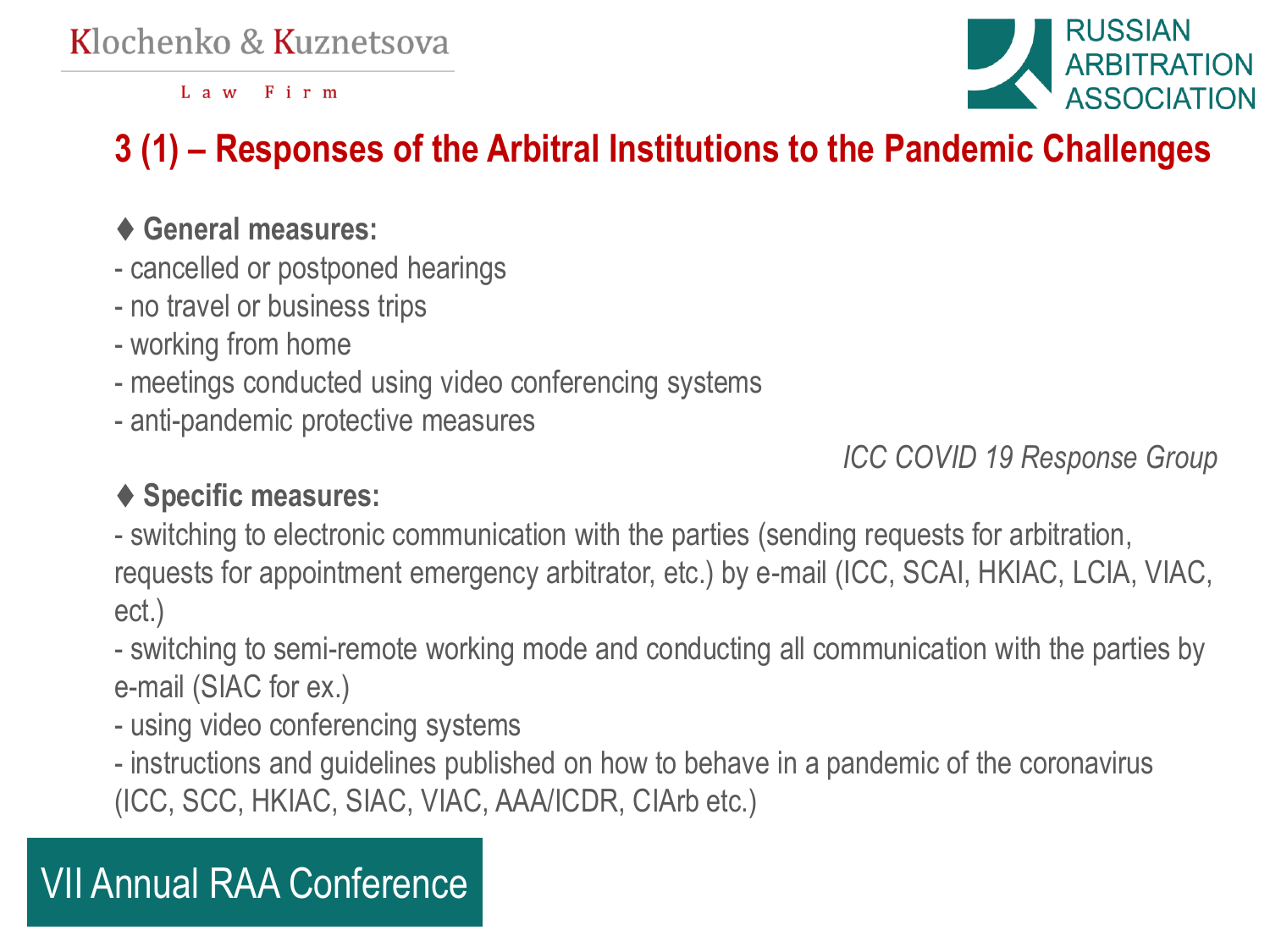## 3 (1) – Responses of the Arbitral Institutions to the Pandemic Challenges

♦ **General measures:**

- cancelled or postponed hearings
- no travel or business trips
- working from home
- meetings conducted using video conferencing systems
- anti-pandemic protective measures

*ICC COVID 19 Response Group*

♦ **Specific measures:**

- switching to electronic communication with the parties (sending requests for arbitration, requests for appointment emergency arbitrator, etc.) by e-mail (ICC, SCAI, HKIAC, LCIA, VIAC, ect.)
- switching to semi-remote working mode and conducting all communication with the parties by e-mail (SIAC for ex.)
- using video conferencing systems
- instructions and guidelines published on how to behave in a pandemic of the coronavirus (ICC, SCC, HKIAC, SIAC, VIAC, AAA/ICDR, CIArb etc.)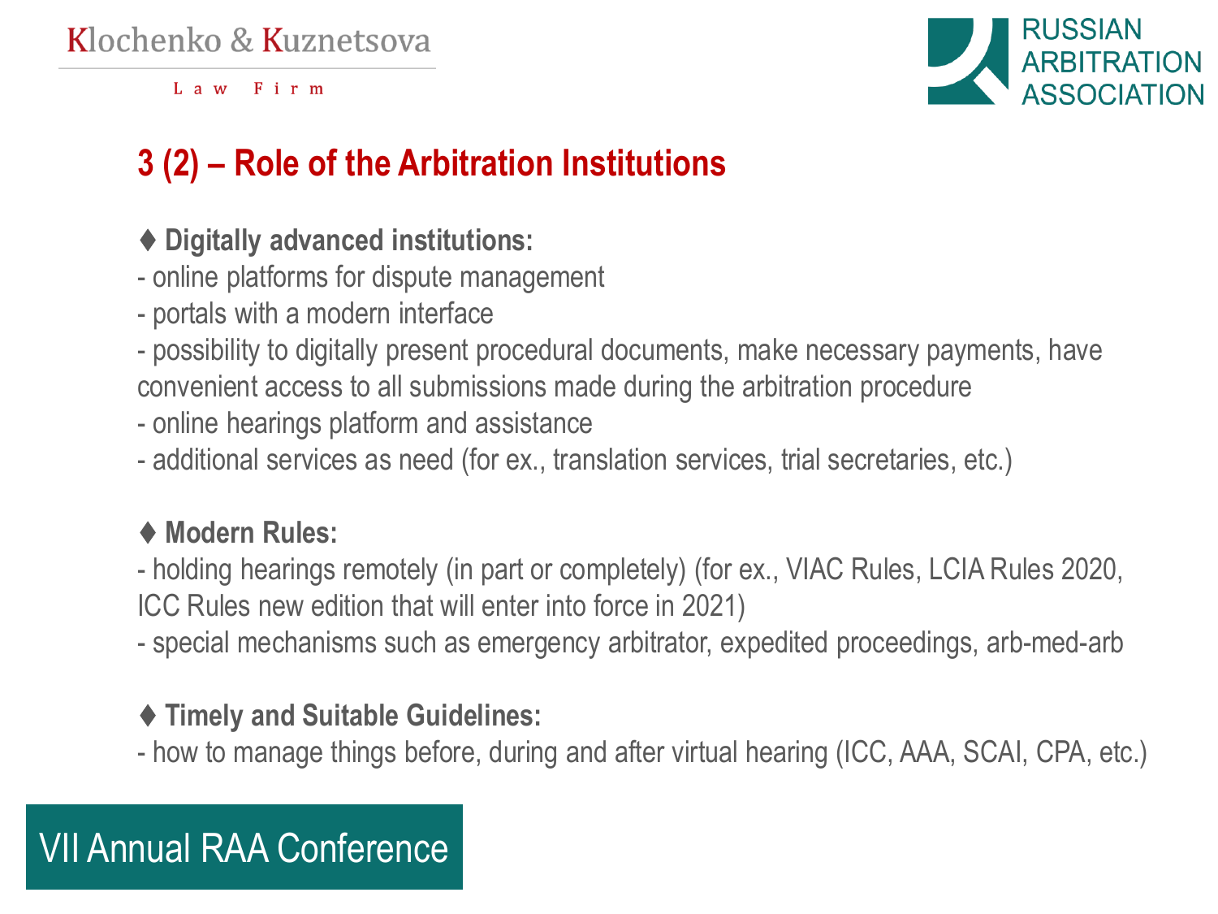## 3 (2) – Role of the Arbitration Institutions

♦ **Digitally advanced institutions:**

- online platforms for dispute management
- portals with a modern interface
- possibility to digitally present procedural documents, make necessary payments, have convenient access to all submissions made during the arbitration procedure
- online hearings platform and assistance
- additional services as need (for ex., translation services, trial secretaries, etc.)

♦ **Modern Rules:**

- holding hearings remotely (in part or completely) (for ex., VIAC Rules, LCIA Rules 2020, ICC Rules new edition that will enter into force in 2021)
- special mechanisms such as emergency arbitrator, expedited proceedings, arb-med-arb

♦ **Timely and Suitable Guidelines:**

- how to manage things before, during and after virtual hearing (ICC, AAA, SCAI, CPA, etc.)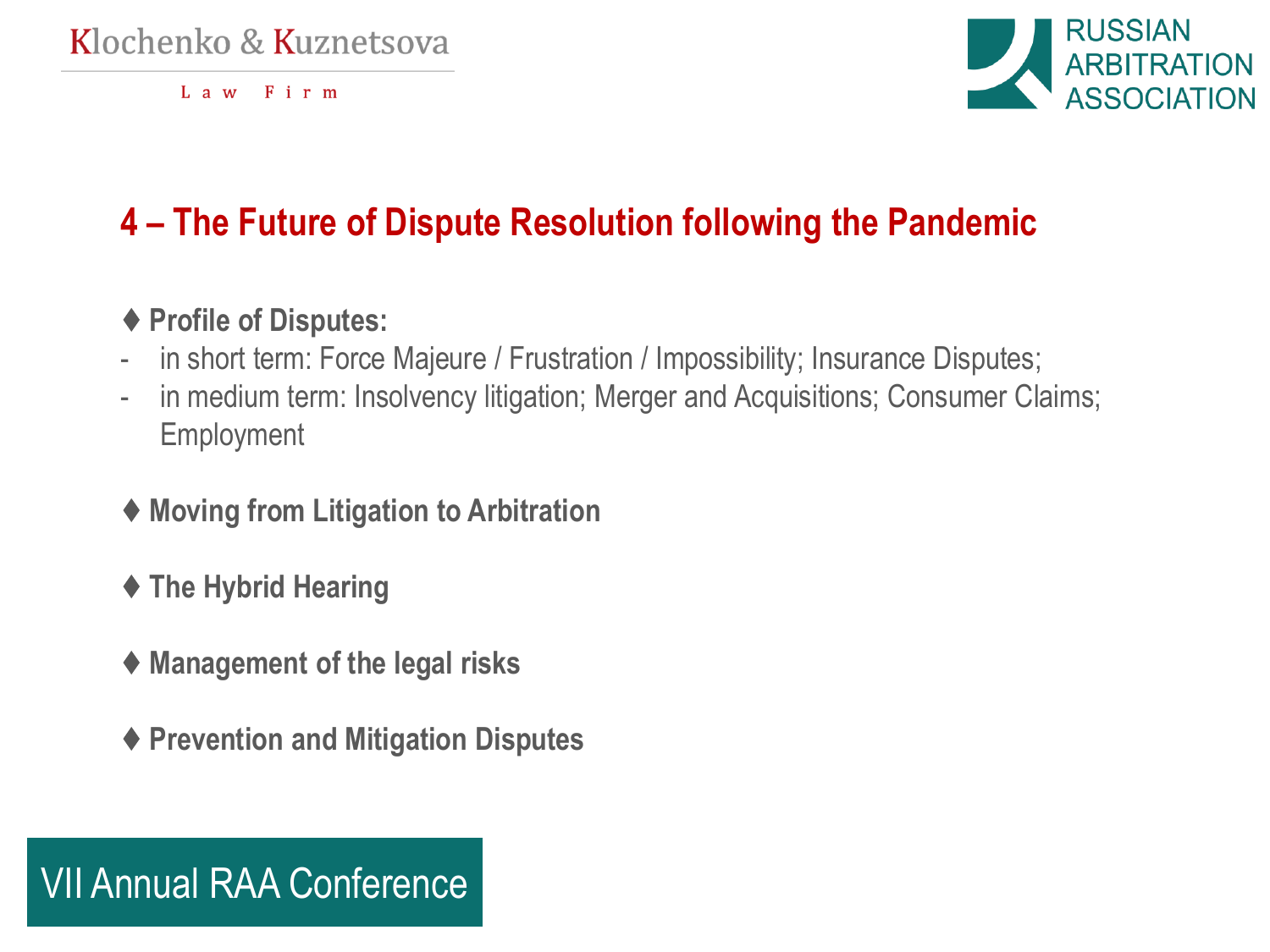## 4 – The Future of Dispute Resolution following the Pandemic

♦ **Profile of Disputes:**

- in short term: Force Majeure / Frustration / Impossibility; Insurance Disputes;
- in medium term: Insolvency litigation; Merger and Acquisitions; Consumer Claims; Employment

♦ **Moving from Litigation to Arbitration**

♦ **The Hybrid Hearing**

♦ **Management of the legal risks**

♦ **Prevention and Mitigation Disputes**